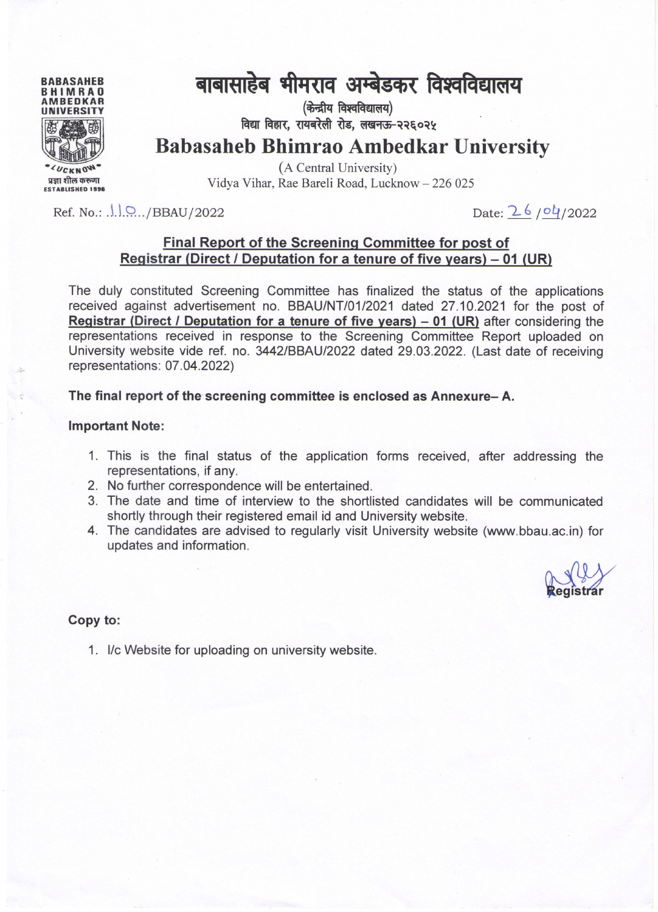BABASAHEB BHIMRAO AMBEDKAR UNIVERSITY

LUCKNOW

प्रज्ञा शील करुणा

ESTABLISHED 1996

# बाबासाहेब भीमराव अम्बेडकर विश्वविद्यालय

(केन्द्रीय विश्वविद्यालय)

विद्या विहार, रायबरेली रोड, लखनऊ-२२६०२५

# Babasaheb Bhimrao Ambedkar University

(A Central University)

Vidya Vihar, Rae Bareli Road, Lucknow – 226 025

Ref. No.: 110/BBAU/2022

Date: 26/04/2022

## Final Report of the Screening Committee for post of Registrar (Direct / Deputation for a tenure of five years) – 01 (UR)

The duly constituted Screening Committee has finalized the status of the applications received against advertisement no. BBAU/NT/01/2021 dated 27.10.2021 for the post of **Registrar (Direct / Deputation for a tenure of five years) – 01 (UR)** after considering the representations received in response to the Screening Committee Report uploaded on University website vide ref. no. 3442/BBAU/2022 dated 29.03.2022. (Last date of receiving representations: 07.04.2022)

**The final report of the screening committee is enclosed as Annexure– A.**

**Important Note:**

1. This is the final status of the application forms received, after addressing the representations, if any.
2. No further correspondence will be entertained.
3. The date and time of interview to the shortlisted candidates will be communicated shortly through their registered email id and University website.
4. The candidates are advised to regularly visit University website (www.bbau.ac.in) for updates and information.

Registrar

**Copy to:**

1. I/c Website for uploading on university website.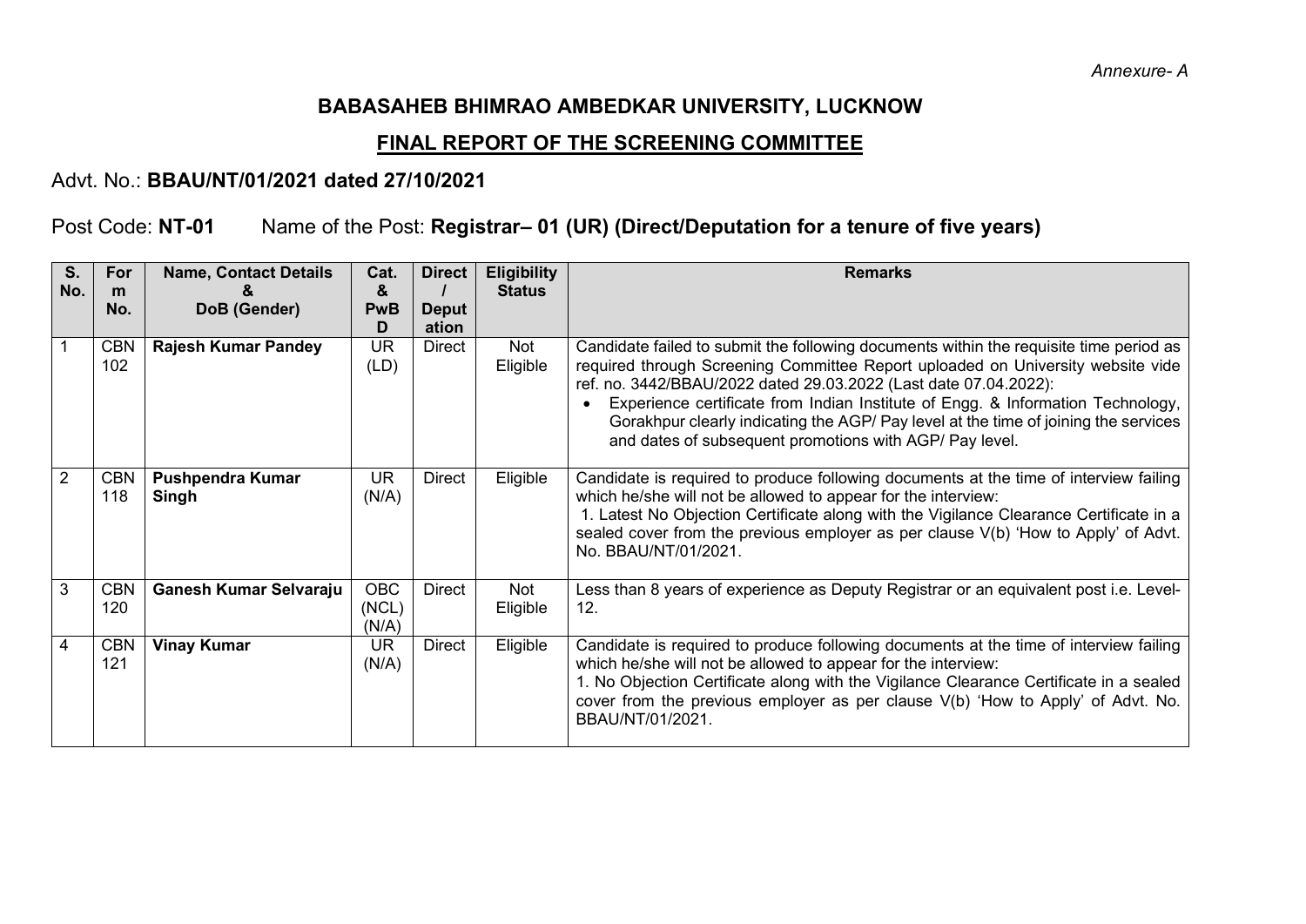*Annexure- A*

# BABASAHEB BHIMRAO AMBEDKAR UNIVERSITY, LUCKNOW

## FINAL REPORT OF THE SCREENING COMMITTEE

Advt. No.: **BBAU/NT/01/2021 dated 27/10/2021**

Post Code: **NT-01** Name of the Post: **Registrar– 01 (UR) (Direct/Deputation for a tenure of five years)**

| S. No. | Form No. | Name, Contact Details & DoB (Gender) | Cat. & PwBD | Direct / Deputation | Eligibility Status | Remarks |
|---|---|---|---|---|---|---|
| 1 | CBN 102 | **Rajesh Kumar Pandey** | UR (LD) | Direct | Not Eligible | Candidate failed to submit the following documents within the requisite time period as required through Screening Committee Report uploaded on University website vide ref. no. 3442/BBAU/2022 dated 29.03.2022 (Last date 07.04.2022):<br>• Experience certificate from Indian Institute of Engg. & Information Technology, Gorakhpur clearly indicating the AGP/ Pay level at the time of joining the services and dates of subsequent promotions with AGP/ Pay level. |
| 2 | CBN 118 | **Pushpendra Kumar Singh** | UR (N/A) | Direct | Eligible | Candidate is required to produce following documents at the time of interview failing which he/she will not be allowed to appear for the interview:<br>1. Latest No Objection Certificate along with the Vigilance Clearance Certificate in a sealed cover from the previous employer as per clause V(b) 'How to Apply' of Advt. No. BBAU/NT/01/2021. |
| 3 | CBN 120 | **Ganesh Kumar Selvaraju** | OBC (NCL) (N/A) | Direct | Not Eligible | Less than 8 years of experience as Deputy Registrar or an equivalent post i.e. Level-12. |
| 4 | CBN 121 | **Vinay Kumar** | UR (N/A) | Direct | Eligible | Candidate is required to produce following documents at the time of interview failing which he/she will not be allowed to appear for the interview:<br>1. No Objection Certificate along with the Vigilance Clearance Certificate in a sealed cover from the previous employer as per clause V(b) 'How to Apply' of Advt. No. BBAU/NT/01/2021. |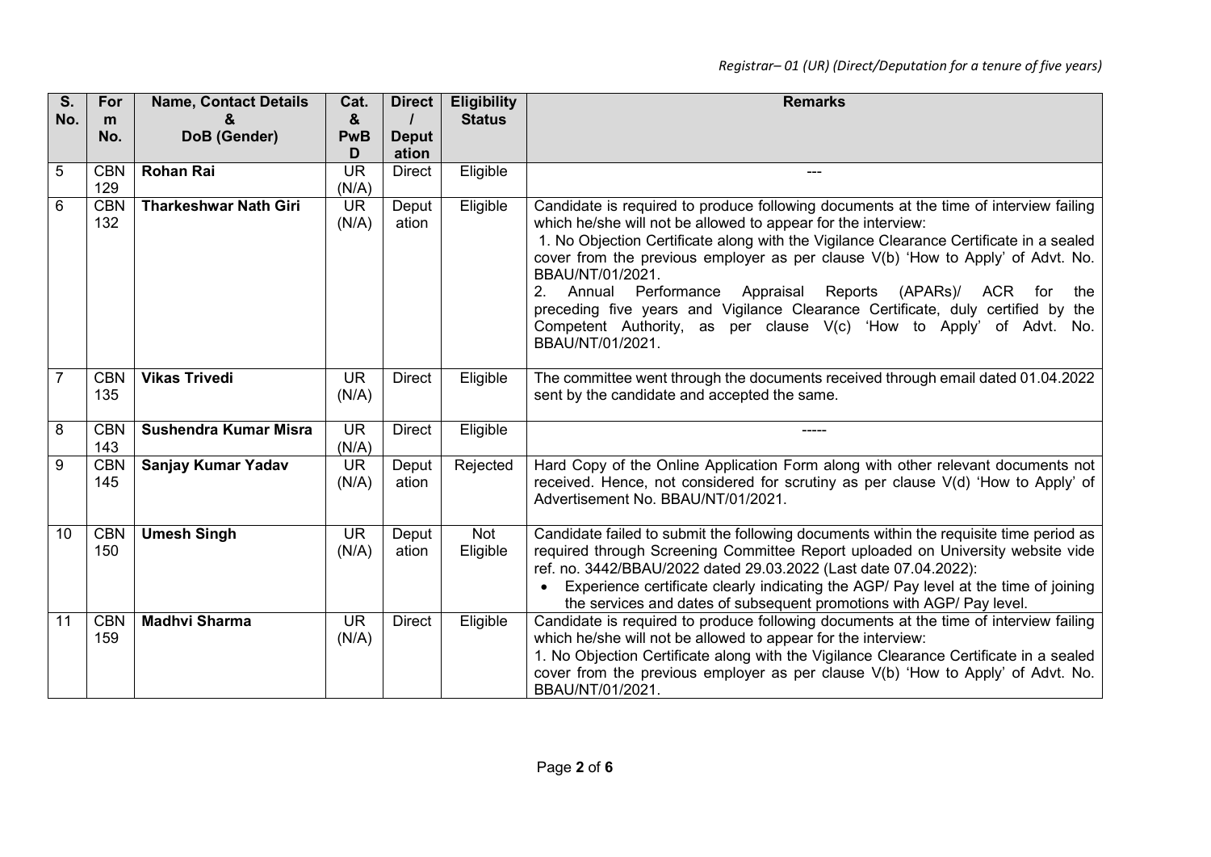*Registrar– 01 (UR) (Direct/Deputation for a tenure of five years)*

| S. No. | Form No. | Name, Contact Details & DoB (Gender) | Cat. & PwBD | Direct / Deputation | Eligibility Status | Remarks |
|---|---|---|---|---|---|---|
| 5 | CBN 129 | **Rohan Rai** | UR (N/A) | Direct | Eligible | --- |
| 6 | CBN 132 | **Tharkeshwar Nath Giri** | UR (N/A) | Deputation | Eligible | Candidate is required to produce following documents at the time of interview failing which he/she will not be allowed to appear for the interview: 1. No Objection Certificate along with the Vigilance Clearance Certificate in a sealed cover from the previous employer as per clause V(b) 'How to Apply' of Advt. No. BBAU/NT/01/2021. 2. Annual Performance Appraisal Reports (APARs)/ ACR for the preceding five years and Vigilance Clearance Certificate, duly certified by the Competent Authority, as per clause V(c) 'How to Apply' of Advt. No. BBAU/NT/01/2021. |
| 7 | CBN 135 | **Vikas Trivedi** | UR (N/A) | Direct | Eligible | The committee went through the documents received through email dated 01.04.2022 sent by the candidate and accepted the same. |
| 8 | CBN 143 | **Sushendra Kumar Misra** | UR (N/A) | Direct | Eligible | ----- |
| 9 | CBN 145 | **Sanjay Kumar Yadav** | UR (N/A) | Deputation | Rejected | Hard Copy of the Online Application Form along with other relevant documents not received. Hence, not considered for scrutiny as per clause V(d) 'How to Apply' of Advertisement No. BBAU/NT/01/2021. |
| 10 | CBN 150 | **Umesh Singh** | UR (N/A) | Deputation | Not Eligible | Candidate failed to submit the following documents within the requisite time period as required through Screening Committee Report uploaded on University website vide ref. no. 3442/BBAU/2022 dated 29.03.2022 (Last date 07.04.2022): • Experience certificate clearly indicating the AGP/ Pay level at the time of joining the services and dates of subsequent promotions with AGP/ Pay level. |
| 11 | CBN 159 | **Madhvi Sharma** | UR (N/A) | Direct | Eligible | Candidate is required to produce following documents at the time of interview failing which he/she will not be allowed to appear for the interview: 1. No Objection Certificate along with the Vigilance Clearance Certificate in a sealed cover from the previous employer as per clause V(b) 'How to Apply' of Advt. No. BBAU/NT/01/2021. |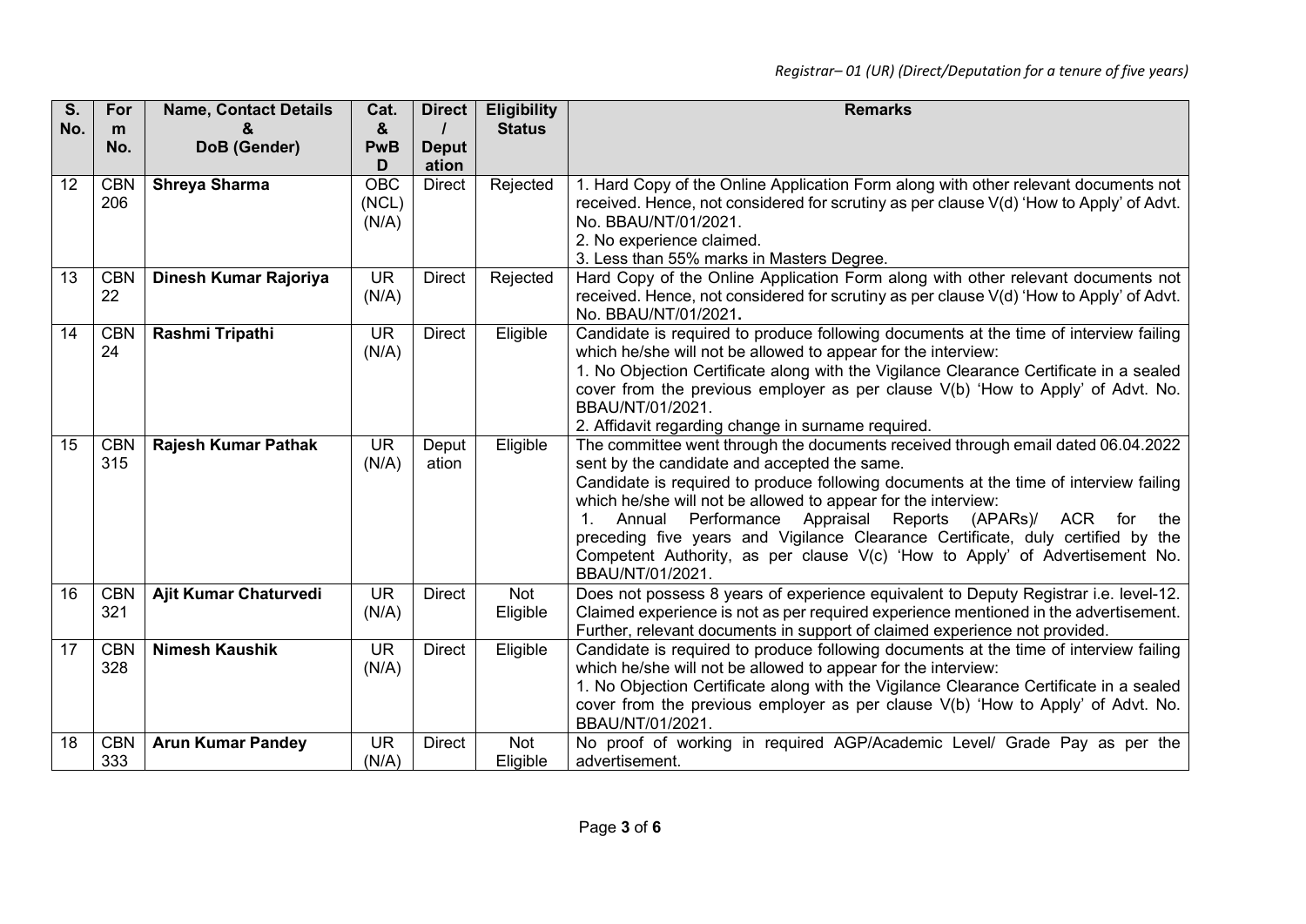*Registrar– 01 (UR) (Direct/Deputation for a tenure of five years)*

| S. No. | Form No. | Name, Contact Details & DoB (Gender) | Cat. & PwBD | Direct / Deputation | Eligibility Status | Remarks |
|---|---|---|---|---|---|---|
| 12 | CBN 206 | **Shreya Sharma** | OBC (NCL) (N/A) | Direct | Rejected | 1. Hard Copy of the Online Application Form along with other relevant documents not received. Hence, not considered for scrutiny as per clause V(d) 'How to Apply' of Advt. No. BBAU/NT/01/2021.<br>2. No experience claimed.<br>3. Less than 55% marks in Masters Degree. |
| 13 | CBN 22 | **Dinesh Kumar Rajoriya** | UR (N/A) | Direct | Rejected | Hard Copy of the Online Application Form along with other relevant documents not received. Hence, not considered for scrutiny as per clause V(d) 'How to Apply' of Advt. No. BBAU/NT/01/2021**.** |
| 14 | CBN 24 | **Rashmi Tripathi** | UR (N/A) | Direct | Eligible | Candidate is required to produce following documents at the time of interview failing which he/she will not be allowed to appear for the interview:<br>1. No Objection Certificate along with the Vigilance Clearance Certificate in a sealed cover from the previous employer as per clause V(b) 'How to Apply' of Advt. No. BBAU/NT/01/2021.<br>2. Affidavit regarding change in surname required. |
| 15 | CBN 315 | **Rajesh Kumar Pathak** | UR (N/A) | Deputation | Eligible | The committee went through the documents received through email dated 06.04.2022 sent by the candidate and accepted the same.<br>Candidate is required to produce following documents at the time of interview failing which he/she will not be allowed to appear for the interview:<br>1. Annual Performance Appraisal Reports (APARs)/ ACR for the preceding five years and Vigilance Clearance Certificate, duly certified by the Competent Authority, as per clause V(c) 'How to Apply' of Advertisement No. BBAU/NT/01/2021. |
| 16 | CBN 321 | **Ajit Kumar Chaturvedi** | UR (N/A) | Direct | Not Eligible | Does not possess 8 years of experience equivalent to Deputy Registrar i.e. level-12. Claimed experience is not as per required experience mentioned in the advertisement. Further, relevant documents in support of claimed experience not provided. |
| 17 | CBN 328 | **Nimesh Kaushik** | UR (N/A) | Direct | Eligible | Candidate is required to produce following documents at the time of interview failing which he/she will not be allowed to appear for the interview:<br>1. No Objection Certificate along with the Vigilance Clearance Certificate in a sealed cover from the previous employer as per clause V(b) 'How to Apply' of Advt. No. BBAU/NT/01/2021. |
| 18 | CBN 333 | **Arun Kumar Pandey** | UR (N/A) | Direct | Not Eligible | No proof of working in required AGP/Academic Level/ Grade Pay as per the advertisement. |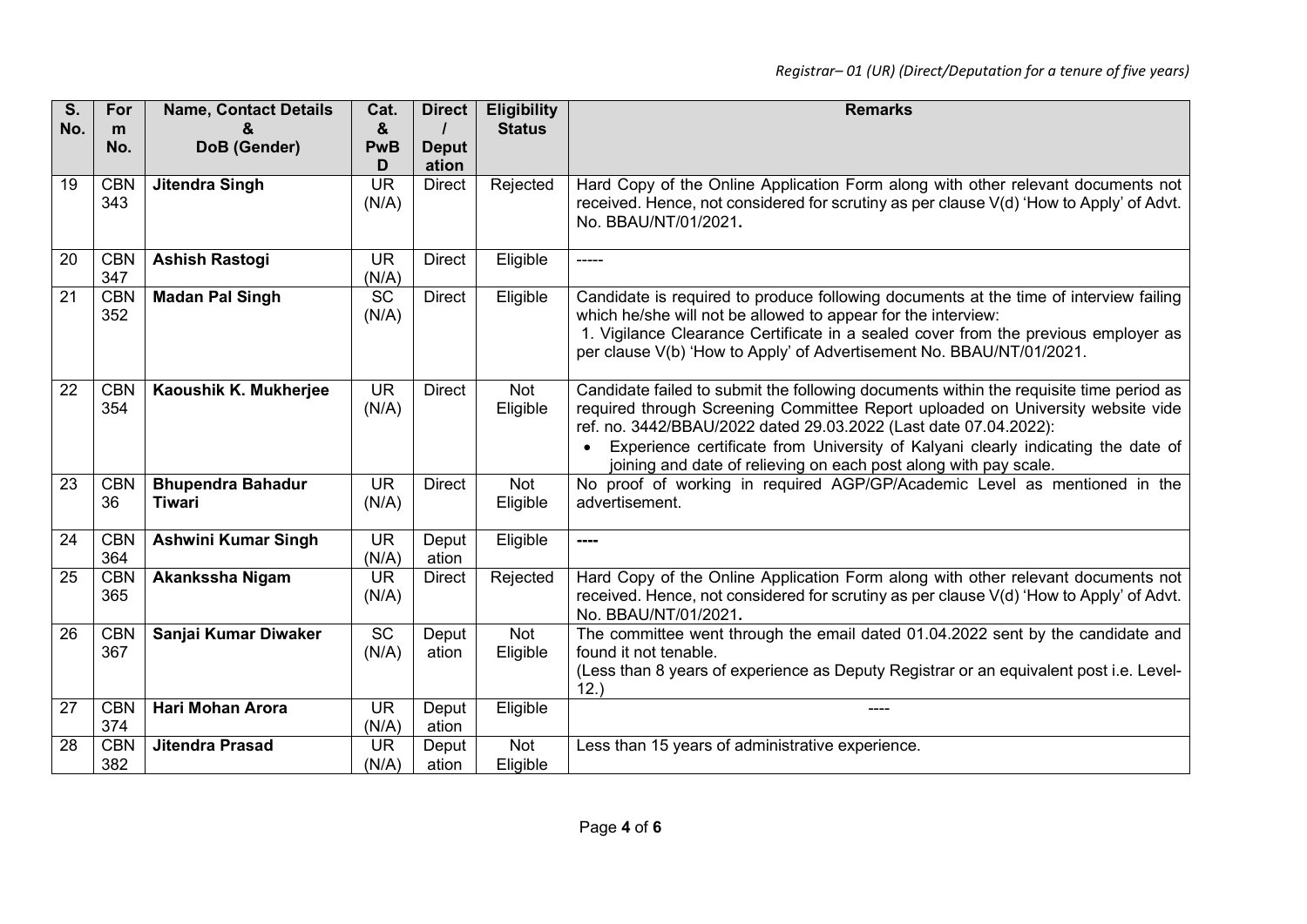*Registrar– 01 (UR) (Direct/Deputation for a tenure of five years)*

| S. No. | Form No. | Name, Contact Details & DoB (Gender) | Cat. & PwBD | Direct / Deputation | Eligibility Status | Remarks |
|---|---|---|---|---|---|---|
| 19 | CBN 343 | **Jitendra Singh** | UR (N/A) | Direct | Rejected | Hard Copy of the Online Application Form along with other relevant documents not received. Hence, not considered for scrutiny as per clause V(d) 'How to Apply' of Advt. No. BBAU/NT/01/2021**.** |
| 20 | CBN 347 | **Ashish Rastogi** | UR (N/A) | Direct | Eligible | ----- |
| 21 | CBN 352 | **Madan Pal Singh** | SC (N/A) | Direct | Eligible | Candidate is required to produce following documents at the time of interview failing which he/she will not be allowed to appear for the interview: 1. Vigilance Clearance Certificate in a sealed cover from the previous employer as per clause V(b) 'How to Apply' of Advertisement No. BBAU/NT/01/2021. |
| 22 | CBN 354 | **Kaoushik K. Mukherjee** | UR (N/A) | Direct | Not Eligible | Candidate failed to submit the following documents within the requisite time period as required through Screening Committee Report uploaded on University website vide ref. no. 3442/BBAU/2022 dated 29.03.2022 (Last date 07.04.2022): • Experience certificate from University of Kalyani clearly indicating the date of joining and date of relieving on each post along with pay scale. |
| 23 | CBN 36 | **Bhupendra Bahadur Tiwari** | UR (N/A) | Direct | Not Eligible | No proof of working in required AGP/GP/Academic Level as mentioned in the advertisement. |
| 24 | CBN 364 | **Ashwini Kumar Singh** | UR (N/A) | Deputation | Eligible | **----** |
| 25 | CBN 365 | **Akankssha Nigam** | UR (N/A) | Direct | Rejected | Hard Copy of the Online Application Form along with other relevant documents not received. Hence, not considered for scrutiny as per clause V(d) 'How to Apply' of Advt. No. BBAU/NT/01/2021**.** |
| 26 | CBN 367 | **Sanjai Kumar Diwaker** | SC (N/A) | Deputation | Not Eligible | The committee went through the email dated 01.04.2022 sent by the candidate and found it not tenable. (Less than 8 years of experience as Deputy Registrar or an equivalent post i.e. Level-12.) |
| 27 | CBN 374 | **Hari Mohan Arora** | UR (N/A) | Deputation | Eligible | ---- |
| 28 | CBN 382 | **Jitendra Prasad** | UR (N/A) | Deputation | Not Eligible | Less than 15 years of administrative experience. |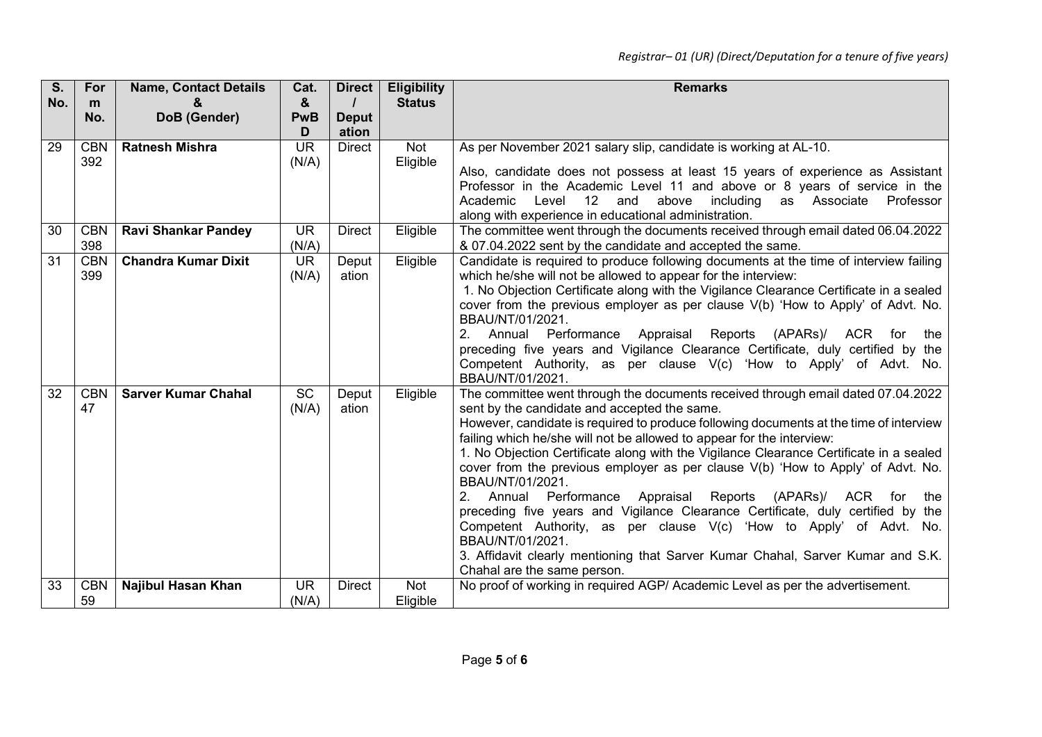*Registrar– 01 (UR) (Direct/Deputation for a tenure of five years)*

| S. No. | Form No. | Name, Contact Details & DoB (Gender) | Cat. & PwBD | Direct / Deputation | Eligibility Status | Remarks |
|---|---|---|---|---|---|---|
| 29 | CBN 392 | **Ratnesh Mishra** | UR (N/A) | Direct | Not Eligible | As per November 2021 salary slip, candidate is working at AL-10.<br><br>Also, candidate does not possess at least 15 years of experience as Assistant Professor in the Academic Level 11 and above or 8 years of service in the Academic Level 12 and above including as Associate Professor along with experience in educational administration. |
| 30 | CBN 398 | **Ravi Shankar Pandey** | UR (N/A) | Direct | Eligible | The committee went through the documents received through email dated 06.04.2022 & 07.04.2022 sent by the candidate and accepted the same. |
| 31 | CBN 399 | **Chandra Kumar Dixit** | UR (N/A) | Deputation | Eligible | Candidate is required to produce following documents at the time of interview failing which he/she will not be allowed to appear for the interview:<br>1. No Objection Certificate along with the Vigilance Clearance Certificate in a sealed cover from the previous employer as per clause V(b) 'How to Apply' of Advt. No. BBAU/NT/01/2021.<br>2. Annual Performance Appraisal Reports (APARs)/ ACR for the preceding five years and Vigilance Clearance Certificate, duly certified by the Competent Authority, as per clause V(c) 'How to Apply' of Advt. No. BBAU/NT/01/2021. |
| 32 | CBN 47 | **Sarver Kumar Chahal** | SC (N/A) | Deputation | Eligible | The committee went through the documents received through email dated 07.04.2022 sent by the candidate and accepted the same.<br>However, candidate is required to produce following documents at the time of interview failing which he/she will not be allowed to appear for the interview:<br>1. No Objection Certificate along with the Vigilance Clearance Certificate in a sealed cover from the previous employer as per clause V(b) 'How to Apply' of Advt. No. BBAU/NT/01/2021.<br>2. Annual Performance Appraisal Reports (APARs)/ ACR for the preceding five years and Vigilance Clearance Certificate, duly certified by the Competent Authority, as per clause V(c) 'How to Apply' of Advt. No. BBAU/NT/01/2021.<br>3. Affidavit clearly mentioning that Sarver Kumar Chahal, Sarver Kumar and S.K. Chahal are the same person. |
| 33 | CBN 59 | **Najibul Hasan Khan** | UR (N/A) | Direct | Not Eligible | No proof of working in required AGP/ Academic Level as per the advertisement. |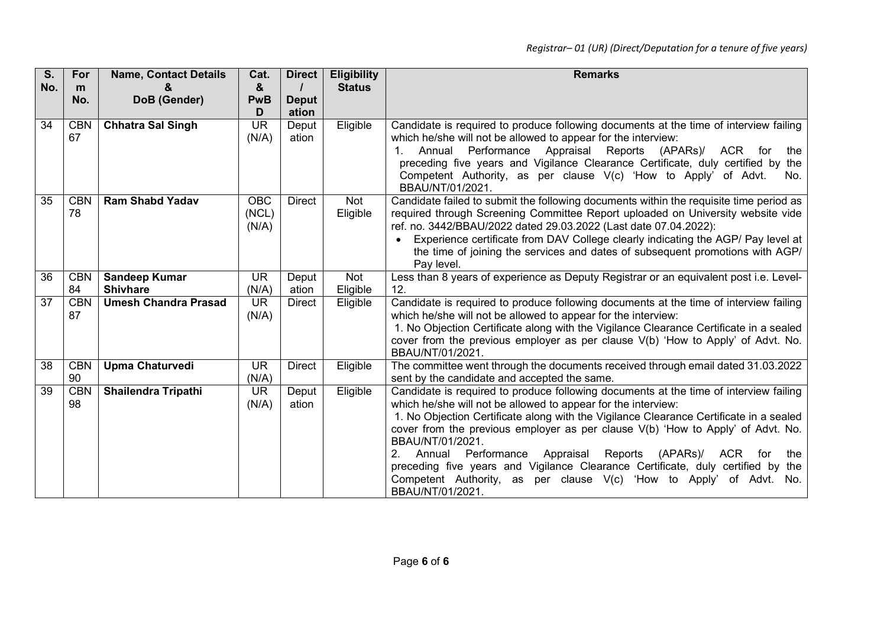*Registrar– 01 (UR) (Direct/Deputation for a tenure of five years)*

| S. No. | Form No. | Name, Contact Details & DoB (Gender) | Cat. & PwBD | Direct / Deputation | Eligibility Status | Remarks |
|---|---|---|---|---|---|---|
| 34 | CBN 67 | **Chhatra Sal Singh** | UR (N/A) | Deputation | Eligible | Candidate is required to produce following documents at the time of interview failing which he/she will not be allowed to appear for the interview: 1. Annual Performance Appraisal Reports (APARs)/ ACR for the preceding five years and Vigilance Clearance Certificate, duly certified by the Competent Authority, as per clause V(c) 'How to Apply' of Advt. No. BBAU/NT/01/2021. |
| 35 | CBN 78 | **Ram Shabd Yadav** | OBC (NCL) (N/A) | Direct | Not Eligible | Candidate failed to submit the following documents within the requisite time period as required through Screening Committee Report uploaded on University website vide ref. no. 3442/BBAU/2022 dated 29.03.2022 (Last date 07.04.2022): • Experience certificate from DAV College clearly indicating the AGP/ Pay level at the time of joining the services and dates of subsequent promotions with AGP/ Pay level. |
| 36 | CBN 84 | **Sandeep Kumar Shivhare** | UR (N/A) | Deputation | Not Eligible | Less than 8 years of experience as Deputy Registrar or an equivalent post i.e. Level-12. |
| 37 | CBN 87 | **Umesh Chandra Prasad** | UR (N/A) | Direct | Eligible | Candidate is required to produce following documents at the time of interview failing which he/she will not be allowed to appear for the interview: 1. No Objection Certificate along with the Vigilance Clearance Certificate in a sealed cover from the previous employer as per clause V(b) 'How to Apply' of Advt. No. BBAU/NT/01/2021. |
| 38 | CBN 90 | **Upma Chaturvedi** | UR (N/A) | Direct | Eligible | The committee went through the documents received through email dated 31.03.2022 sent by the candidate and accepted the same. |
| 39 | CBN 98 | **Shailendra Tripathi** | UR (N/A) | Deputation | Eligible | Candidate is required to produce following documents at the time of interview failing which he/she will not be allowed to appear for the interview: 1. No Objection Certificate along with the Vigilance Clearance Certificate in a sealed cover from the previous employer as per clause V(b) 'How to Apply' of Advt. No. BBAU/NT/01/2021. 2. Annual Performance Appraisal Reports (APARs)/ ACR for the preceding five years and Vigilance Clearance Certificate, duly certified by the Competent Authority, as per clause V(c) 'How to Apply' of Advt. No. BBAU/NT/01/2021. |